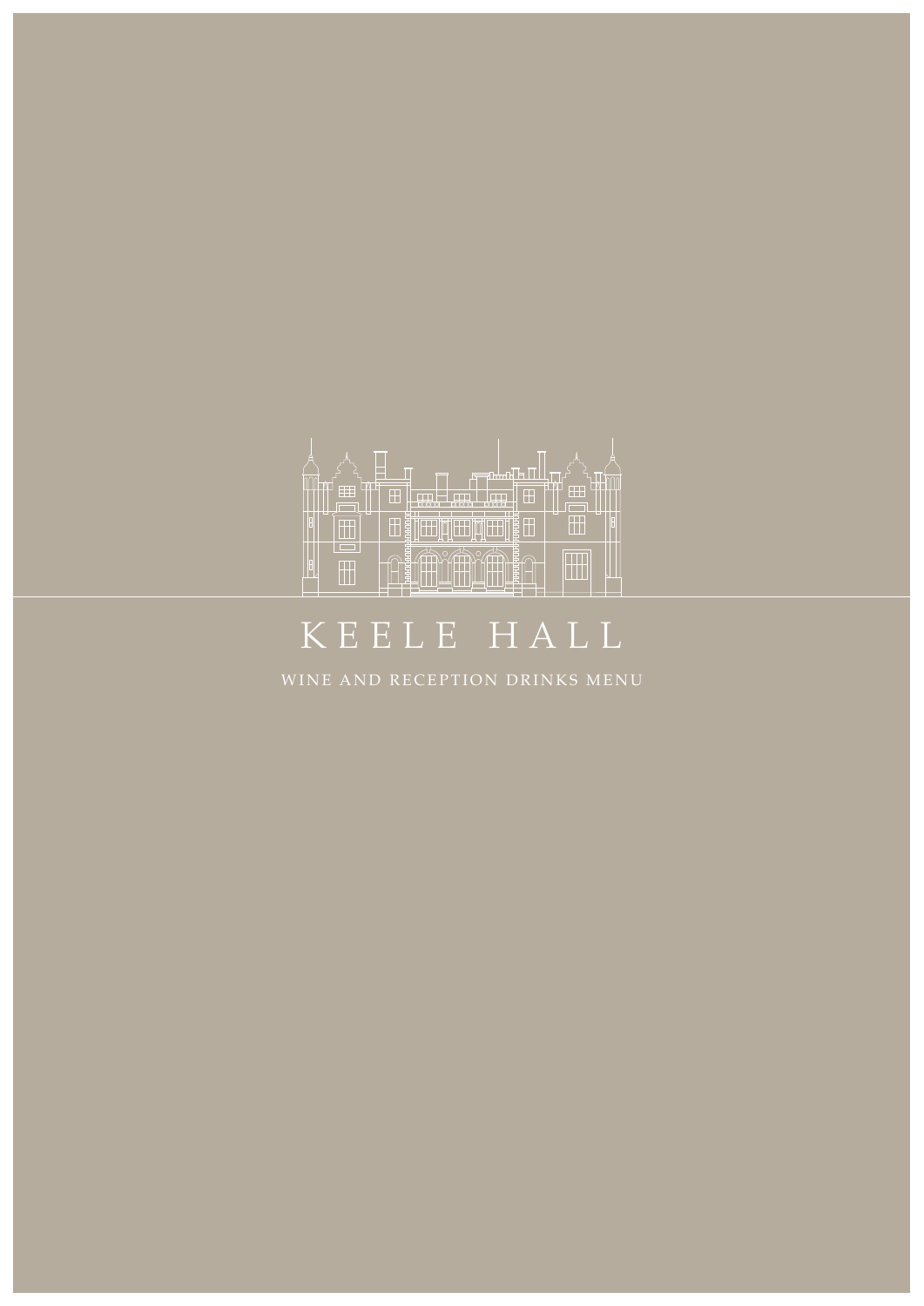# KEELE HALL

WINE AND RECEPTION DRINKS MENU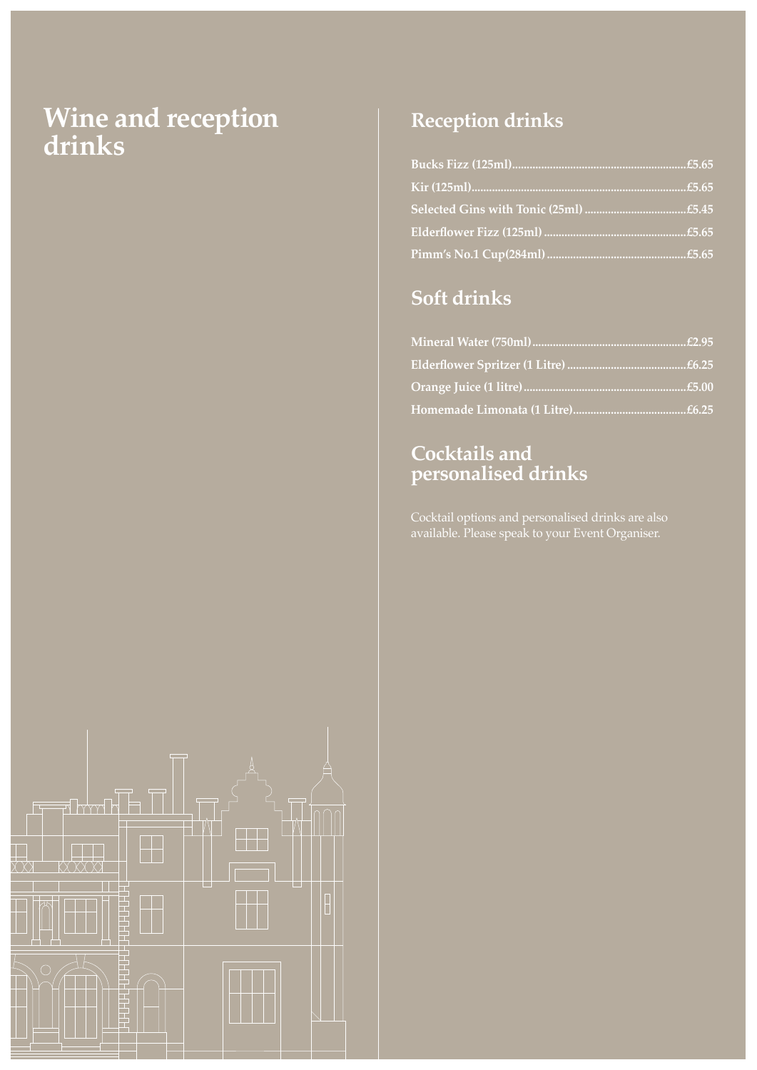# Wine and reception drinks

## Reception drinks

**Bucks Fizz (125ml)............................................................£5.65**

**Kir (125ml)..........................................................................£5.65**

**Selected Gins with Tonic (25ml) ...................................£5.45**

**Elderflower Fizz (125ml) .................................................£5.65**

**Pimm's No.1 Cup(284ml) ................................................£5.65**

## Soft drinks

**Mineral Water (750ml).....................................................£2.95**

**Elderflower Spritzer (1 Litre) .........................................£6.25**

**Orange Juice (1 litre).......................................................£5.00**

**Homemade Limonata (1 Litre).......................................£6.25**

## Cocktails and personalised drinks

Cocktail options and personalised drinks are also available. Please speak to your Event Organiser.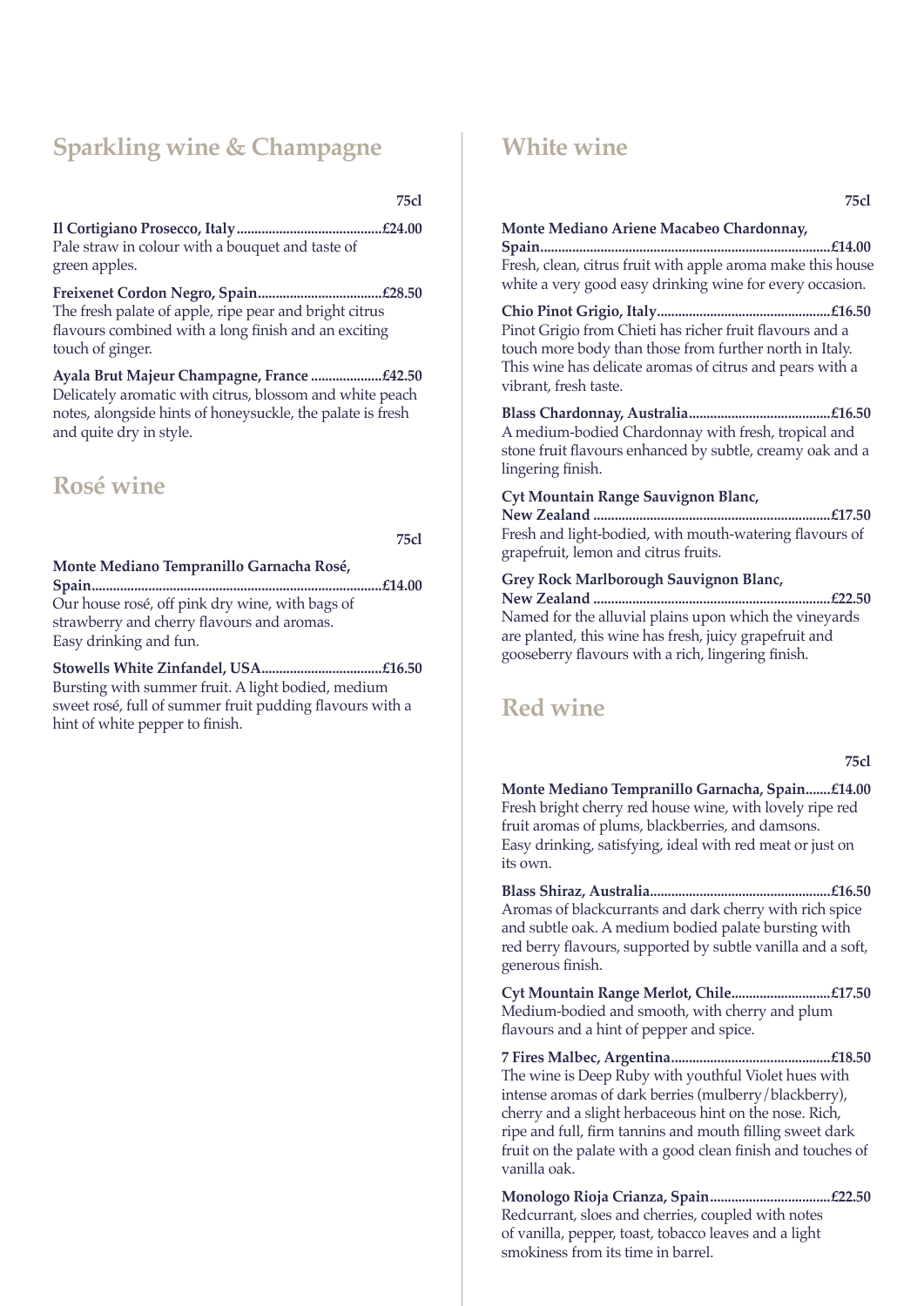## Sparkling wine & Champagne

75cl

**Il Cortigiano Prosecco, Italy.........................................£24.00**
Pale straw in colour with a bouquet and taste of green apples.

**Freixenet Cordon Negro, Spain...................................£28.50**
The fresh palate of apple, ripe pear and bright citrus flavours combined with a long finish and an exciting touch of ginger.

**Ayala Brut Majeur Champagne, France ....................£42.50**
Delicately aromatic with citrus, blossom and white peach notes, alongside hints of honeysuckle, the palate is fresh and quite dry in style.

## Rosé wine

75cl

**Monte Mediano Tempranillo Garnacha Rosé, Spain..................................................................................£14.00**
Our house rosé, off pink dry wine, with bags of strawberry and cherry flavours and aromas. Easy drinking and fun.

**Stowells White Zinfandel, USA..................................£16.50**
Bursting with summer fruit. A light bodied, medium sweet rosé, full of summer fruit pudding flavours with a hint of white pepper to finish.

## White wine

75cl

**Monte Mediano Ariene Macabeo Chardonnay, Spain..................................................................................£14.00**
Fresh, clean, citrus fruit with apple aroma make this house white a very good easy drinking wine for every occasion.

**Chio Pinot Grigio, Italy.................................................£16.50**
Pinot Grigio from Chieti has richer fruit flavours and a touch more body than those from further north in Italy. This wine has delicate aromas of citrus and pears with a vibrant, fresh taste.

**Blass Chardonnay, Australia........................................£16.50**
A medium-bodied Chardonnay with fresh, tropical and stone fruit flavours enhanced by subtle, creamy oak and a lingering finish.

**Cyt Mountain Range Sauvignon Blanc, New Zealand ..................................................................£17.50**
Fresh and light-bodied, with mouth-watering flavours of grapefruit, lemon and citrus fruits.

**Grey Rock Marlborough Sauvignon Blanc, New Zealand ..................................................................£22.50**
Named for the alluvial plains upon which the vineyards are planted, this wine has fresh, juicy grapefruit and gooseberry flavours with a rich, lingering finish.

## Red wine

75cl

**Monte Mediano Tempranillo Garnacha, Spain.......£14.00**
Fresh bright cherry red house wine, with lovely ripe red fruit aromas of plums, blackberries, and damsons. Easy drinking, satisfying, ideal with red meat or just on its own.

**Blass Shiraz, Australia..................................................£16.50**
Aromas of blackcurrants and dark cherry with rich spice and subtle oak. A medium bodied palate bursting with red berry flavours, supported by subtle vanilla and a soft, generous finish.

**Cyt Mountain Range Merlot, Chile............................£17.50**
Medium-bodied and smooth, with cherry and plum flavours and a hint of pepper and spice.

**7 Fires Malbec, Argentina.............................................£18.50**
The wine is Deep Ruby with youthful Violet hues with intense aromas of dark berries (mulberry/blackberry), cherry and a slight herbaceous hint on the nose. Rich, ripe and full, firm tannins and mouth filling sweet dark fruit on the palate with a good clean finish and touches of vanilla oak.

**Monologo Rioja Crianza, Spain..................................£22.50**
Redcurrant, sloes and cherries, coupled with notes of vanilla, pepper, toast, tobacco leaves and a light smokiness from its time in barrel.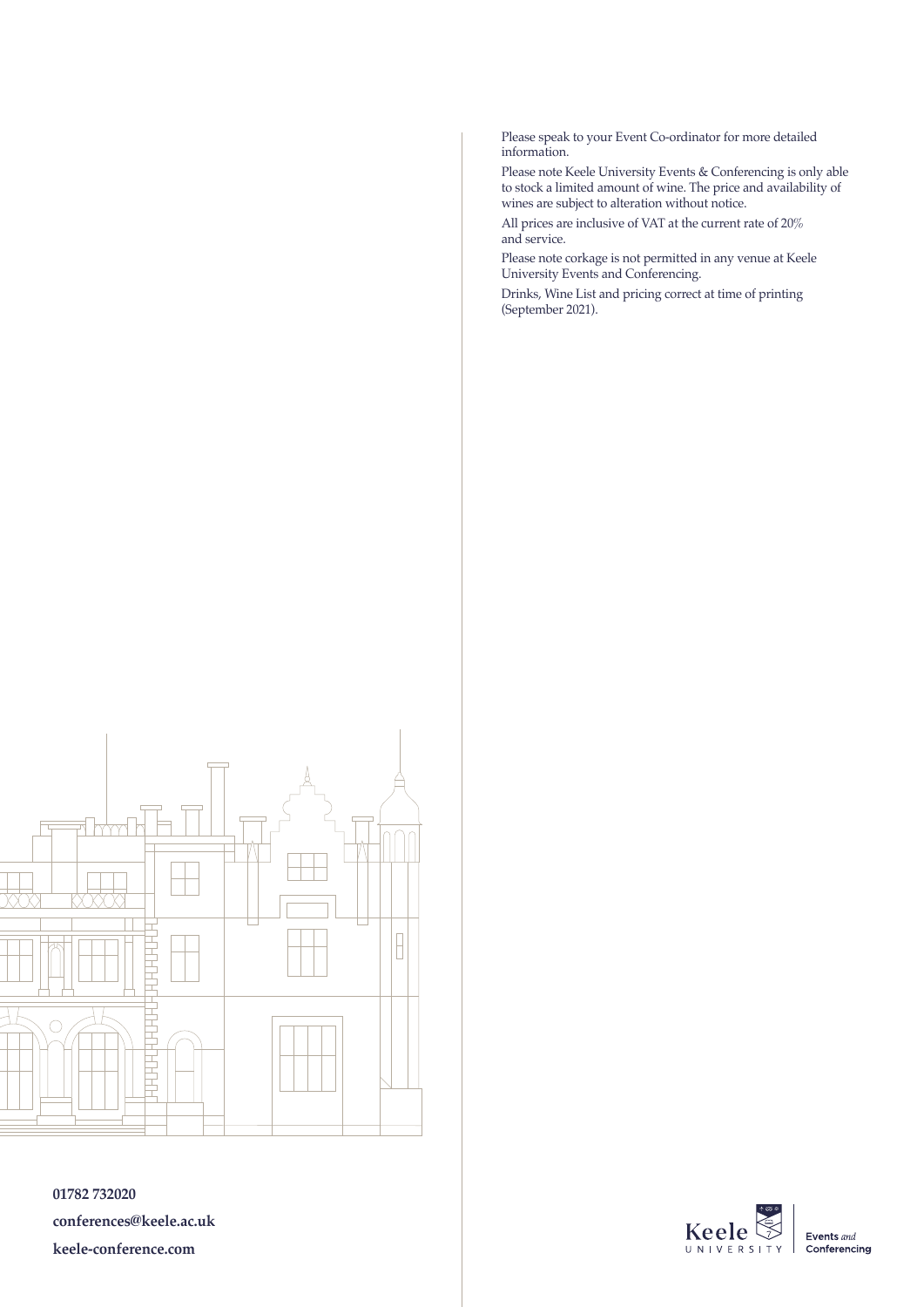Please speak to your Event Co-ordinator for more detailed information.

Please note Keele University Events & Conferencing is only able to stock a limited amount of wine. The price and availability of wines are subject to alteration without notice.

All prices are inclusive of VAT at the current rate of 20% and service.

Please note corkage is not permitted in any venue at Keele University Events and Conferencing.

Drinks, Wine List and pricing correct at time of printing (September 2021).

**01782 732020**

**conferences@keele.ac.uk**

**keele-conference.com**

Keele UNIVERSITY | Events *and* Conferencing